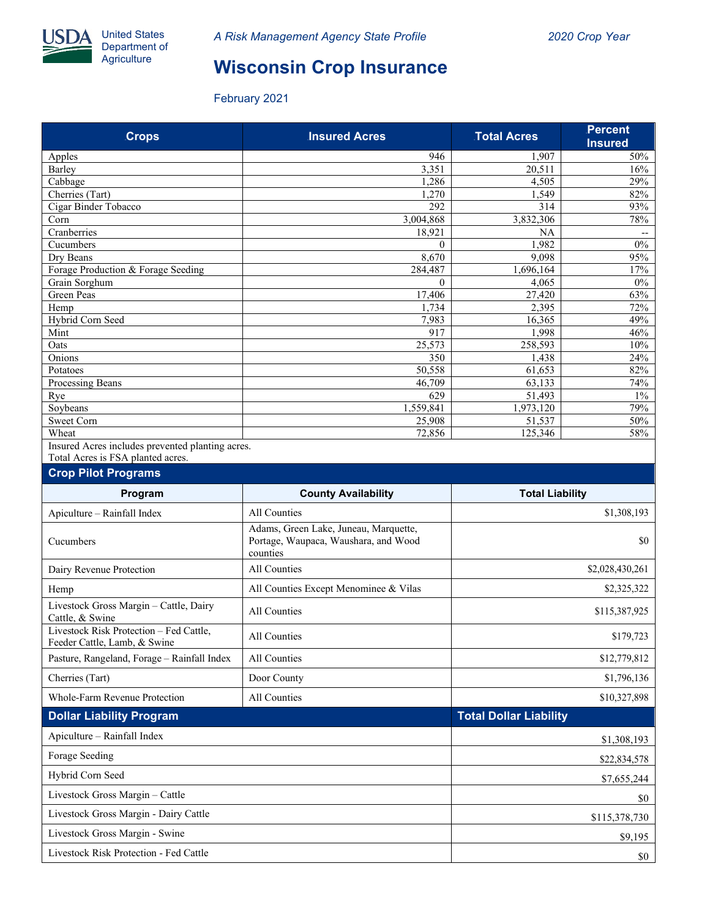United States Department of Agriculture

*A Risk Management Agency State Profile* *2020 Crop Year*

# Wisconsin Crop Insurance

February 2021

| Crops | Insured Acres | Total Acres | Percent Insured |
|---|---|---|---|
| Apples | 946 | 1,907 | 50% |
| Barley | 3,351 | 20,511 | 16% |
| Cabbage | 1,286 | 4,505 | 29% |
| Cherries (Tart) | 1,270 | 1,549 | 82% |
| Cigar Binder Tobacco | 292 | 314 | 93% |
| Corn | 3,004,868 | 3,832,306 | 78% |
| Cranberries | 18,921 | NA | -- |
| Cucumbers | 0 | 1,982 | 0% |
| Dry Beans | 8,670 | 9,098 | 95% |
| Forage Production & Forage Seeding | 284,487 | 1,696,164 | 17% |
| Grain Sorghum | 0 | 4,065 | 0% |
| Green Peas | 17,406 | 27,420 | 63% |
| Hemp | 1,734 | 2,395 | 72% |
| Hybrid Corn Seed | 7,983 | 16,365 | 49% |
| Mint | 917 | 1,998 | 46% |
| Oats | 25,573 | 258,593 | 10% |
| Onions | 350 | 1,438 | 24% |
| Potatoes | 50,558 | 61,653 | 82% |
| Processing Beans | 46,709 | 63,133 | 74% |
| Rye | 629 | 51,493 | 1% |
| Soybeans | 1,559,841 | 1,973,120 | 79% |
| Sweet Corn | 25,908 | 51,537 | 50% |
| Wheat | 72,856 | 125,346 | 58% |

Insured Acres includes prevented planting acres.
Total Acres is FSA planted acres.

## Crop Pilot Programs

| Program | County Availability | Total Liability |
|---|---|---|
| Apiculture – Rainfall Index | All Counties | $1,308,193 |
| Cucumbers | Adams, Green Lake, Juneau, Marquette, Portage, Waupaca, Waushara, and Wood counties | $0 |
| Dairy Revenue Protection | All Counties | $2,028,430,261 |
| Hemp | All Counties Except Menominee & Vilas | $2,325,322 |
| Livestock Gross Margin – Cattle, Dairy Cattle, & Swine | All Counties | $115,387,925 |
| Livestock Risk Protection – Fed Cattle, Feeder Cattle, Lamb, & Swine | All Counties | $179,723 |
| Pasture, Rangeland, Forage – Rainfall Index | All Counties | $12,779,812 |
| Cherries (Tart) | Door County | $1,796,136 |
| Whole-Farm Revenue Protection | All Counties | $10,327,898 |

| Dollar Liability Program | Total Dollar Liability |
|---|---|
| Apiculture – Rainfall Index | $1,308,193 |
| Forage Seeding | $22,834,578 |
| Hybrid Corn Seed | $7,655,244 |
| Livestock Gross Margin – Cattle | $0 |
| Livestock Gross Margin - Dairy Cattle | $115,378,730 |
| Livestock Gross Margin - Swine | $9,195 |
| Livestock Risk Protection - Fed Cattle | $0 |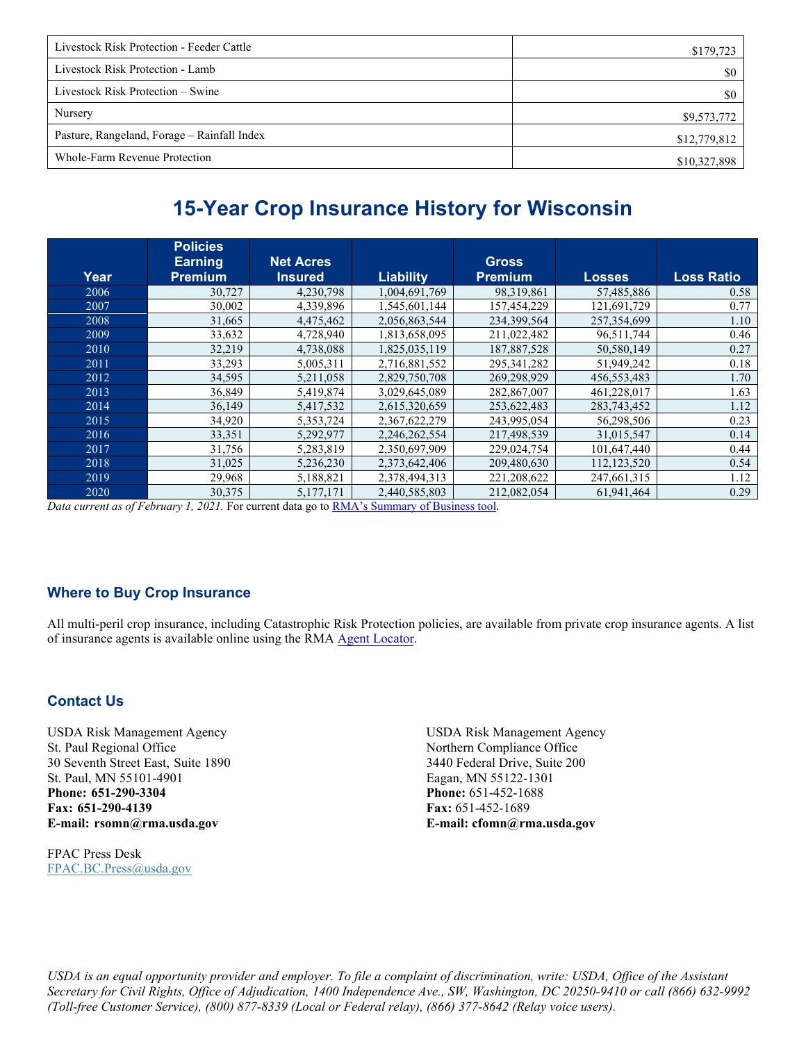| | |
|---|---|
| Livestock Risk Protection - Feeder Cattle | $179,723 |
| Livestock Risk Protection - Lamb | $0 |
| Livestock Risk Protection – Swine | $0 |
| Nursery | $9,573,772 |
| Pasture, Rangeland, Forage – Rainfall Index | $12,779,812 |
| Whole-Farm Revenue Protection | $10,327,898 |

# 15-Year Crop Insurance History for Wisconsin

| Year | Policies Earning Premium | Net Acres Insured | Liability | Gross Premium | Losses | Loss Ratio |
|---|---|---|---|---|---|---|
| 2006 | 30,727 | 4,230,798 | 1,004,691,769 | 98,319,861 | 57,485,886 | 0.58 |
| 2007 | 30,002 | 4,339,896 | 1,545,601,144 | 157,454,229 | 121,691,729 | 0.77 |
| 2008 | 31,665 | 4,475,462 | 2,056,863,544 | 234,399,564 | 257,354,699 | 1.10 |
| 2009 | 33,632 | 4,728,940 | 1,813,658,095 | 211,022,482 | 96,511,744 | 0.46 |
| 2010 | 32,219 | 4,738,088 | 1,825,035,119 | 187,887,528 | 50,580,149 | 0.27 |
| 2011 | 33,293 | 5,005,311 | 2,716,881,552 | 295,341,282 | 51,949,242 | 0.18 |
| 2012 | 34,595 | 5,211,058 | 2,829,750,708 | 269,298,929 | 456,553,483 | 1.70 |
| 2013 | 36,849 | 5,419,874 | 3,029,645,089 | 282,867,007 | 461,228,017 | 1.63 |
| 2014 | 36,149 | 5,417,532 | 2,615,320,659 | 253,622,483 | 283,743,452 | 1.12 |
| 2015 | 34,920 | 5,353,724 | 2,367,622,279 | 243,995,054 | 56,298,506 | 0.23 |
| 2016 | 33,351 | 5,292,977 | 2,246,262,554 | 217,498,539 | 31,015,547 | 0.14 |
| 2017 | 31,756 | 5,283,819 | 2,350,697,909 | 229,024,754 | 101,647,440 | 0.44 |
| 2018 | 31,025 | 5,236,230 | 2,373,642,406 | 209,480,630 | 112,123,520 | 0.54 |
| 2019 | 29,968 | 5,188,821 | 2,378,494,313 | 221,208,622 | 247,661,315 | 1.12 |
| 2020 | 30,375 | 5,177,171 | 2,440,585,803 | 212,082,054 | 61,941,464 | 0.29 |

*Data current as of February 1, 2021.* For current data go to RMA's Summary of Business tool.

## Where to Buy Crop Insurance

All multi-peril crop insurance, including Catastrophic Risk Protection policies, are available from private crop insurance agents. A list of insurance agents is available online using the RMA Agent Locator.

## Contact Us

USDA Risk Management Agency
St. Paul Regional Office
30 Seventh Street East, Suite 1890
St. Paul, MN 55101-4901
**Phone: 651-290-3304**
**Fax: 651-290-4139**
**E-mail: rsomn@rma.usda.gov**

USDA Risk Management Agency
Northern Compliance Office
3440 Federal Drive, Suite 200
Eagan, MN 55122-1301
**Phone:** 651-452-1688
**Fax:** 651-452-1689
**E-mail: cfomn@rma.usda.gov**

FPAC Press Desk
FPAC.BC.Press@usda.gov

*USDA is an equal opportunity provider and employer. To file a complaint of discrimination, write: USDA, Office of the Assistant Secretary for Civil Rights, Office of Adjudication, 1400 Independence Ave., SW, Washington, DC 20250-9410 or call (866) 632-9992 (Toll-free Customer Service), (800) 877-8339 (Local or Federal relay), (866) 377-8642 (Relay voice users).*